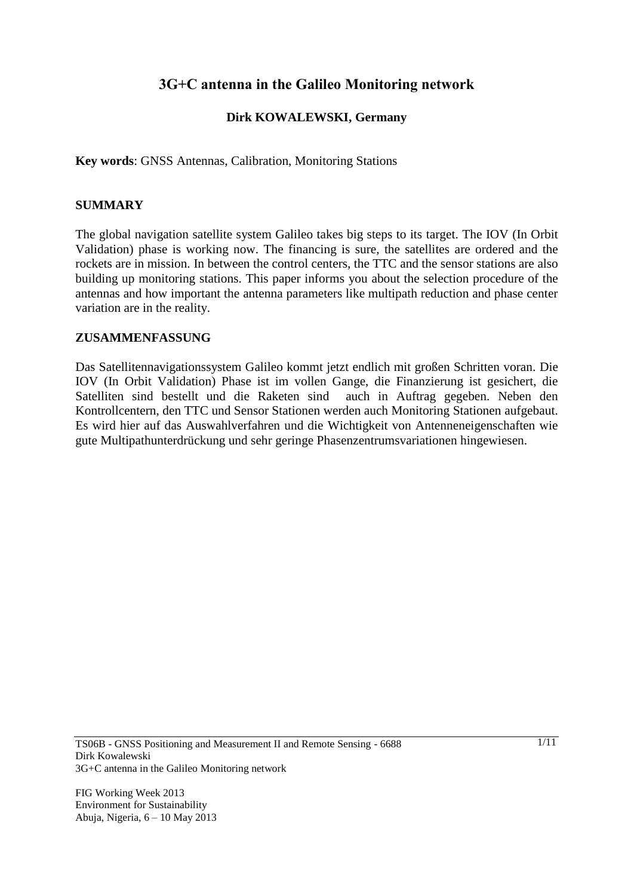# 3G+C antenna in the Galileo Monitoring network

**Dirk KOWALEWSKI, Germany**

**Key words**: GNSS Antennas, Calibration, Monitoring Stations

## SUMMARY

The global navigation satellite system Galileo takes big steps to its target. The IOV (In Orbit Validation) phase is working now. The financing is sure, the satellites are ordered and the rockets are in mission. In between the control centers, the TTC and the sensor stations are also building up monitoring stations. This paper informs you about the selection procedure of the antennas and how important the antenna parameters like multipath reduction and phase center variation are in the reality.

## ZUSAMMENFASSUNG

Das Satellitennavigationssystem Galileo kommt jetzt endlich mit großen Schritten voran. Die IOV (In Orbit Validation) Phase ist im vollen Gange, die Finanzierung ist gesichert, die Satelliten sind bestellt und die Raketen sind auch in Auftrag gegeben. Neben den Kontrollcentern, den TTC und Sensor Stationen werden auch Monitoring Stationen aufgebaut. Es wird hier auf das Auswahlverfahren und die Wichtigkeit von Antenneneigenschaften wie gute Multipathunterdrückung und sehr geringe Phasenzentrumsvariationen hingewiesen.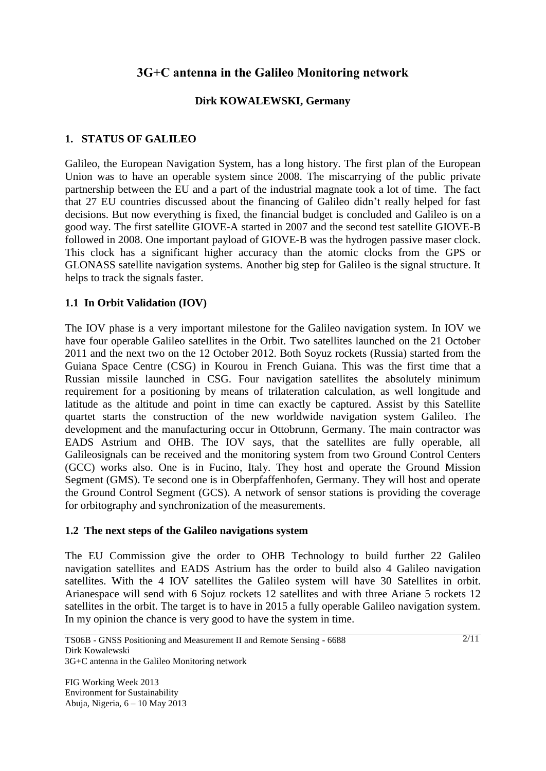# 3G+C antenna in the Galileo Monitoring network

**Dirk KOWALEWSKI, Germany**

## 1. STATUS OF GALILEO

Galileo, the European Navigation System, has a long history. The first plan of the European Union was to have an operable system since 2008. The miscarrying of the public private partnership between the EU and a part of the industrial magnate took a lot of time. The fact that 27 EU countries discussed about the financing of Galileo didn't really helped for fast decisions. But now everything is fixed, the financial budget is concluded and Galileo is on a good way. The first satellite GIOVE-A started in 2007 and the second test satellite GIOVE-B followed in 2008. One important payload of GIOVE-B was the hydrogen passive maser clock. This clock has a significant higher accuracy than the atomic clocks from the GPS or GLONASS satellite navigation systems. Another big step for Galileo is the signal structure. It helps to track the signals faster.

### 1.1 In Orbit Validation (IOV)

The IOV phase is a very important milestone for the Galileo navigation system. In IOV we have four operable Galileo satellites in the Orbit. Two satellites launched on the 21 October 2011 and the next two on the 12 October 2012. Both Soyuz rockets (Russia) started from the Guiana Space Centre (CSG) in Kourou in French Guiana. This was the first time that a Russian missile launched in CSG. Four navigation satellites the absolutely minimum requirement for a positioning by means of trilateration calculation, as well longitude and latitude as the altitude and point in time can exactly be captured. Assist by this Satellite quartet starts the construction of the new worldwide navigation system Galileo. The development and the manufacturing occur in Ottobrunn, Germany. The main contractor was EADS Astrium and OHB. The IOV says, that the satellites are fully operable, all Galileosignals can be received and the monitoring system from two Ground Control Centers (GCC) works also. One is in Fucino, Italy. They host and operate the Ground Mission Segment (GMS). Te second one is in Oberpfaffenhofen, Germany. They will host and operate the Ground Control Segment (GCS). A network of sensor stations is providing the coverage for orbitography and synchronization of the measurements.

### 1.2 The next steps of the Galileo navigations system

The EU Commission give the order to OHB Technology to build further 22 Galileo navigation satellites and EADS Astrium has the order to build also 4 Galileo navigation satellites. With the 4 IOV satellites the Galileo system will have 30 Satellites in orbit. Arianespace will send with 6 Sojuz rockets 12 satellites and with three Ariane 5 rockets 12 satellites in the orbit. The target is to have in 2015 a fully operable Galileo navigation system. In my opinion the chance is very good to have the system in time.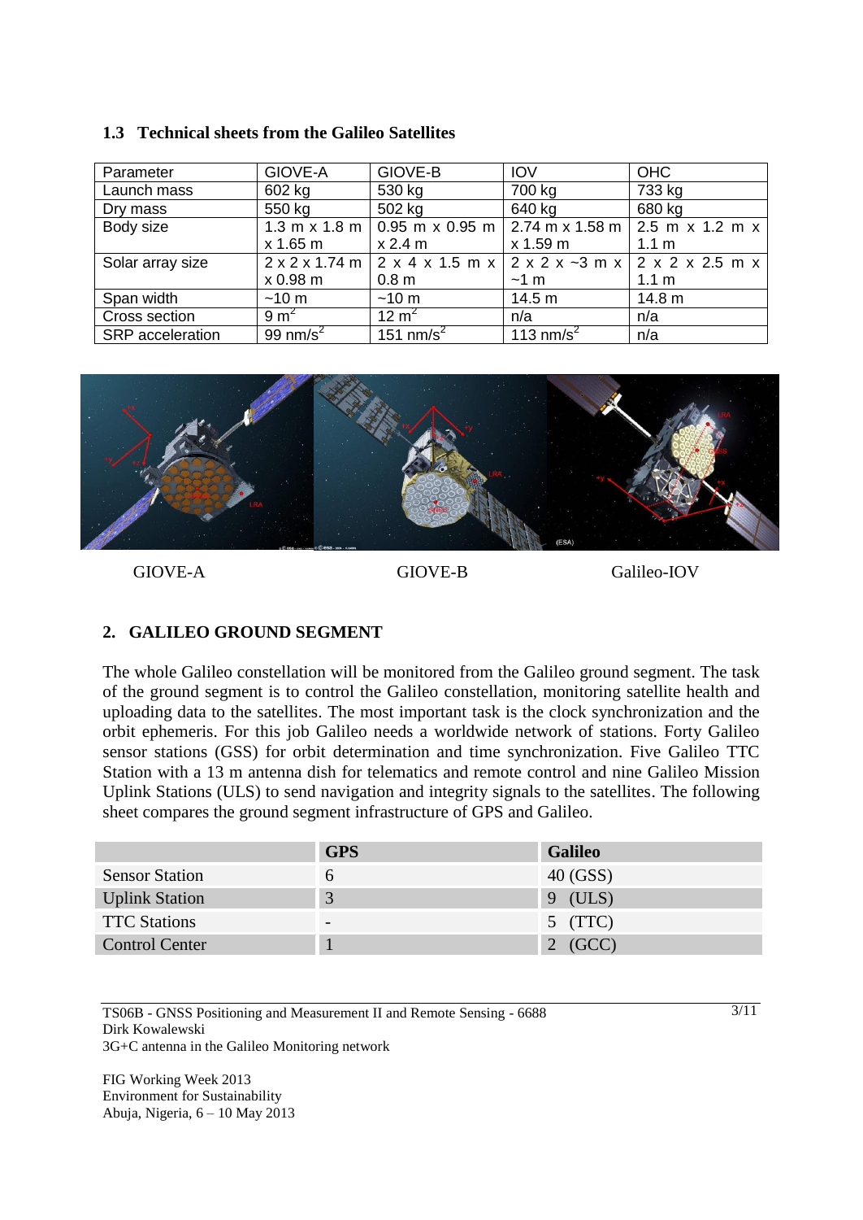### 1.3 Technical sheets from the Galileo Satellites

| Parameter | GIOVE-A | GIOVE-B | IOV | OHC |
|---|---|---|---|---|
| Launch mass | 602 kg | 530 kg | 700 kg | 733 kg |
| Dry mass | 550 kg | 502 kg | 640 kg | 680 kg |
| Body size | 1.3 m x 1.8 m x 1.65 m | 0.95 m x 0.95 m x 2.4 m | 2.74 m x 1.58 m x 1.59 m | 2.5 m x 1.2 m x 1.1 m |
| Solar array size | 2 x 2 x 1.74 m x 0.98 m | 2 x 4 x 1.5 m x 0.8 m | 2 x 2 x ~3 m x ~1 m | 2 x 2 x 2.5 m x 1.1 m |
| Span width | ~10 m | ~10 m | 14.5 m | 14.8 m |
| Cross section | 9 $m^2$ | 12 $m^2$ | n/a | n/a |
| SRP acceleration | 99 $nm/s^2$ | 151 $nm/s^2$ | 113 $nm/s^2$ | n/a |

GIOVE-A GIOVE-B Galileo-IOV

## 2. GALILEO GROUND SEGMENT

The whole Galileo constellation will be monitored from the Galileo ground segment. The task of the ground segment is to control the Galileo constellation, monitoring satellite health and uploading data to the satellites. The most important task is the clock synchronization and the orbit ephemeris. For this job Galileo needs a worldwide network of stations. Forty Galileo sensor stations (GSS) for orbit determination and time synchronization. Five Galileo TTC Station with a 13 m antenna dish for telematics and remote control and nine Galileo Mission Uplink Stations (ULS) to send navigation and integrity signals to the satellites. The following sheet compares the ground segment infrastructure of GPS and Galileo.

| | **GPS** | **Galileo** |
|---|---|---|
| Sensor Station | 6 | 40 (GSS) |
| Uplink Station | 3 | 9 (ULS) |
| TTC Stations | - | 5 (TTC) |
| Control Center | 1 | 2 (GCC) |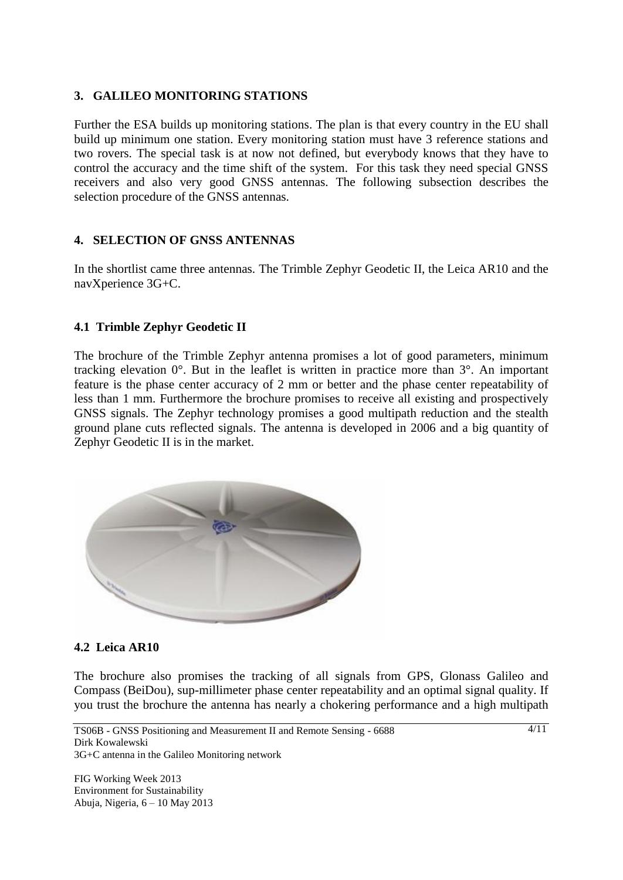## 3. GALILEO MONITORING STATIONS

Further the ESA builds up monitoring stations. The plan is that every country in the EU shall build up minimum one station. Every monitoring station must have 3 reference stations and two rovers. The special task is at now not defined, but everybody knows that they have to control the accuracy and the time shift of the system. For this task they need special GNSS receivers and also very good GNSS antennas. The following subsection describes the selection procedure of the GNSS antennas.

## 4. SELECTION OF GNSS ANTENNAS

In the shortlist came three antennas. The Trimble Zephyr Geodetic II, the Leica AR10 and the navXperience 3G+C.

### 4.1 Trimble Zephyr Geodetic II

The brochure of the Trimble Zephyr antenna promises a lot of good parameters, minimum tracking elevation 0°. But in the leaflet is written in practice more than 3°. An important feature is the phase center accuracy of 2 mm or better and the phase center repeatability of less than 1 mm. Furthermore the brochure promises to receive all existing and prospectively GNSS signals. The Zephyr technology promises a good multipath reduction and the stealth ground plane cuts reflected signals. The antenna is developed in 2006 and a big quantity of Zephyr Geodetic II is in the market.

### 4.2 Leica AR10

The brochure also promises the tracking of all signals from GPS, Glonass Galileo and Compass (BeiDou), sup-millimeter phase center repeatability and an optimal signal quality. If you trust the brochure the antenna has nearly a chokering performance and a high multipath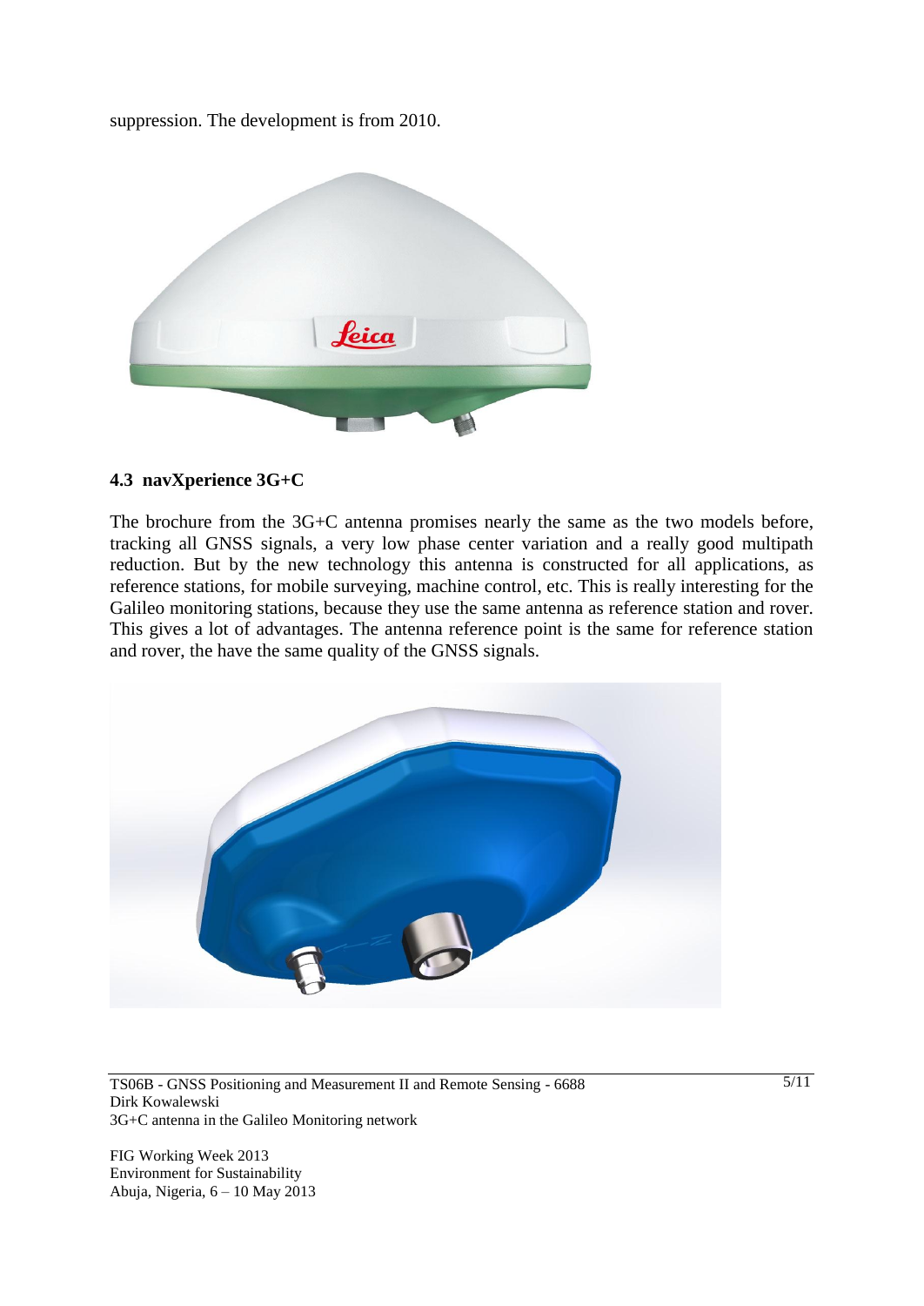suppression. The development is from 2010.

### 4.3 navXperience 3G+C

The brochure from the 3G+C antenna promises nearly the same as the two models before, tracking all GNSS signals, a very low phase center variation and a really good multipath reduction. But by the new technology this antenna is constructed for all applications, as reference stations, for mobile surveying, machine control, etc. This is really interesting for the Galileo monitoring stations, because they use the same antenna as reference station and rover. This gives a lot of advantages. The antenna reference point is the same for reference station and rover, the have the same quality of the GNSS signals.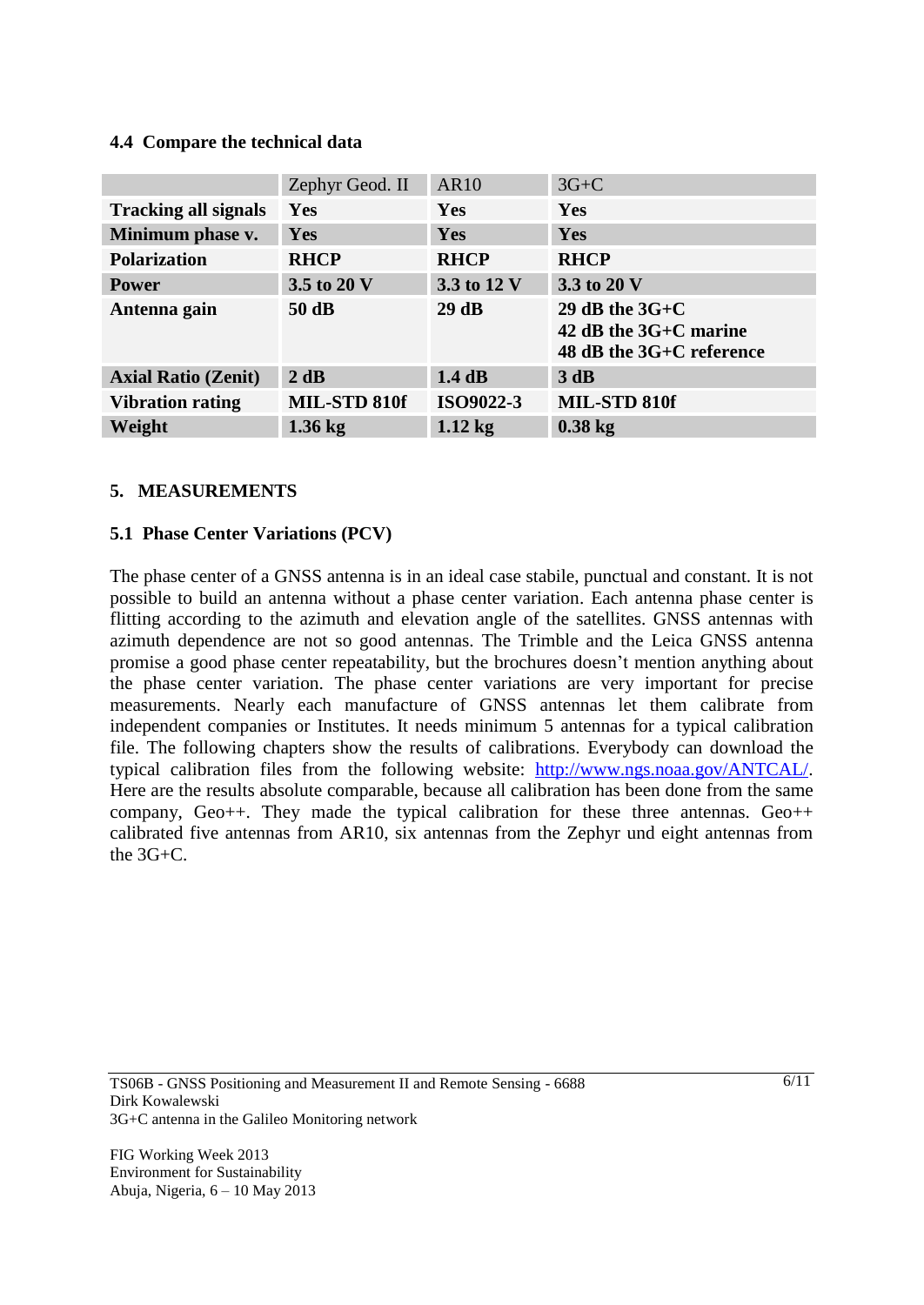### 4.4 Compare the technical data

| | Zephyr Geod. II | AR10 | 3G+C |
|---|---|---|---|
| **Tracking all signals** | **Yes** | **Yes** | **Yes** |
| **Minimum phase v.** | **Yes** | **Yes** | **Yes** |
| **Polarization** | **RHCP** | **RHCP** | **RHCP** |
| **Power** | **3.5 to 20 V** | **3.3 to 12 V** | **3.3 to 20 V** |
| **Antenna gain** | **50 dB** | **29 dB** | **29 dB the 3G+C<br>42 dB the 3G+C marine<br>48 dB the 3G+C reference** |
| **Axial Ratio (Zenit)** | **2 dB** | **1.4 dB** | **3 dB** |
| **Vibration rating** | **MIL-STD 810f** | **ISO9022-3** | **MIL-STD 810f** |
| **Weight** | **1.36 kg** | **1.12 kg** | **0.38 kg** |

## 5. MEASUREMENTS

### 5.1 Phase Center Variations (PCV)

The phase center of a GNSS antenna is in an ideal case stabile, punctual and constant. It is not possible to build an antenna without a phase center variation. Each antenna phase center is flitting according to the azimuth and elevation angle of the satellites. GNSS antennas with azimuth dependence are not so good antennas. The Trimble and the Leica GNSS antenna promise a good phase center repeatability, but the brochures doesn't mention anything about the phase center variation. The phase center variations are very important for precise measurements. Nearly each manufacture of GNSS antennas let them calibrate from independent companies or Institutes. It needs minimum 5 antennas for a typical calibration file. The following chapters show the results of calibrations. Everybody can download the typical calibration files from the following website: http://www.ngs.noaa.gov/ANTCAL/. Here are the results absolute comparable, because all calibration has been done from the same company, Geo++. They made the typical calibration for these three antennas. Geo++ calibrated five antennas from AR10, six antennas from the Zephyr und eight antennas from the 3G+C.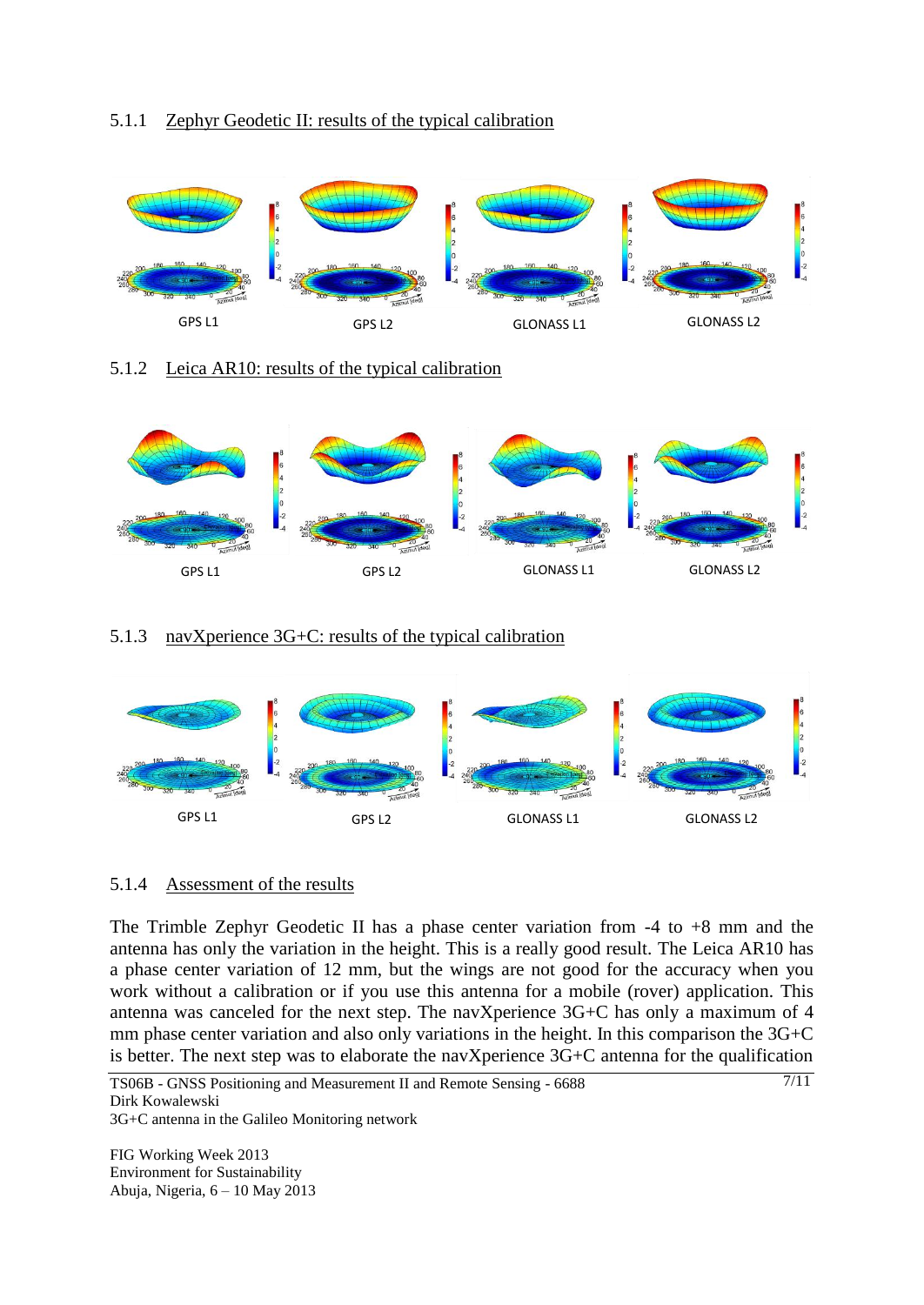### 5.1.1 Zephyr Geodetic II: results of the typical calibration

GPS L1 GPS L2 GLONASS L1 GLONASS L2

### 5.1.2 Leica AR10: results of the typical calibration

GPS L1 GPS L2 GLONASS L1 GLONASS L2

### 5.1.3 navXperience 3G+C: results of the typical calibration

GPS L1 GPS L2 GLONASS L1 GLONASS L2

### 5.1.4 Assessment of the results

The Trimble Zephyr Geodetic II has a phase center variation from -4 to +8 mm and the antenna has only the variation in the height. This is a really good result. The Leica AR10 has a phase center variation of 12 mm, but the wings are not good for the accuracy when you work without a calibration or if you use this antenna for a mobile (rover) application. This antenna was canceled for the next step. The navXperience 3G+C has only a maximum of 4 mm phase center variation and also only variations in the height. In this comparison the 3G+C is better. The next step was to elaborate the navXperience 3G+C antenna for the qualification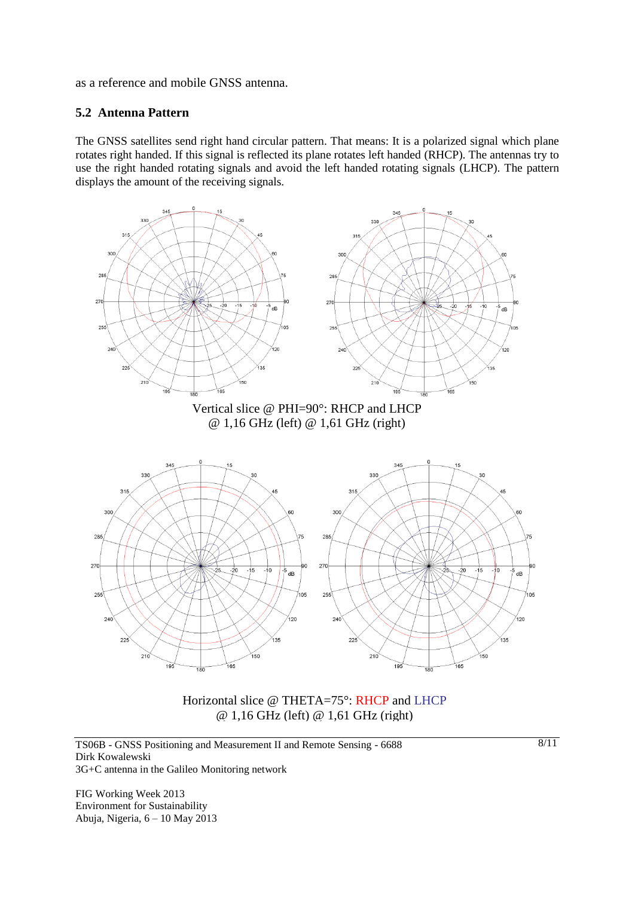as a reference and mobile GNSS antenna.

## 5.2 Antenna Pattern

The GNSS satellites send right hand circular pattern. That means: It is a polarized signal which plane rotates right handed. If this signal is reflected its plane rotates left handed (RHCP). The antennas try to use the right handed rotating signals and avoid the left handed rotating signals (LHCP). The pattern displays the amount of the receiving signals.

Vertical slice @ PHI=90°: RHCP and LHCP
@ 1,16 GHz (left) @ 1,61 GHz (right)

Horizontal slice @ THETA=75°: RHCP and LHCP
@ 1,16 GHz (left) @ 1,61 GHz (right)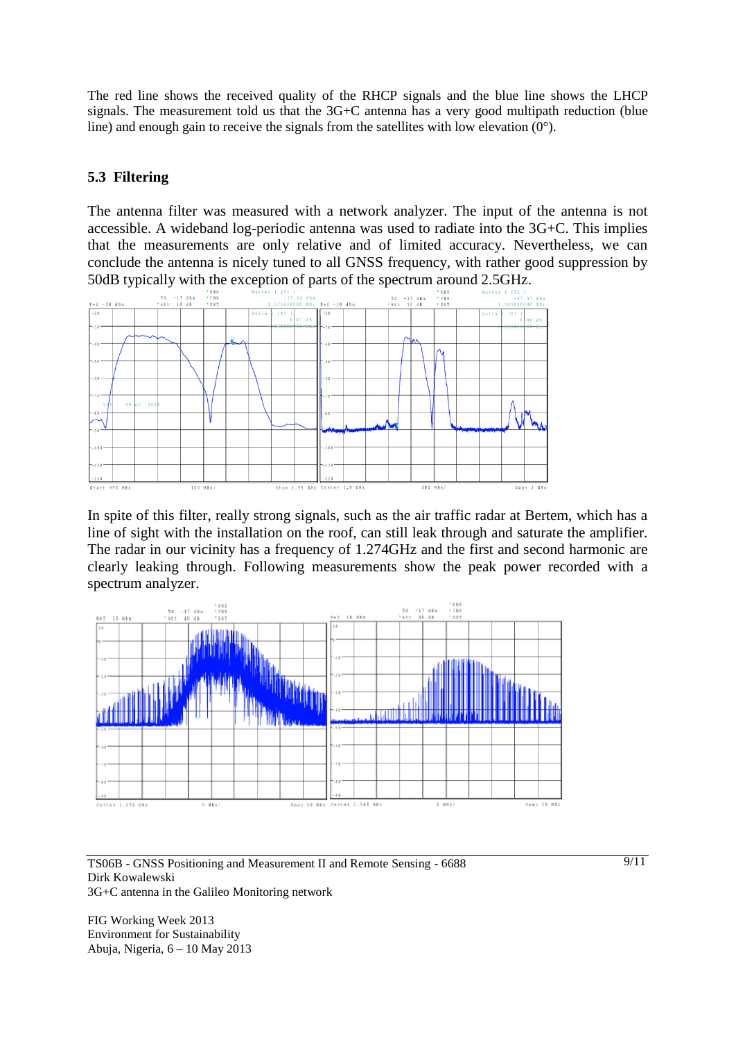The red line shows the received quality of the RHCP signals and the blue line shows the LHCP signals. The measurement told us that the 3G+C antenna has a very good multipath reduction (blue line) and enough gain to receive the signals from the satellites with low elevation (0°).

## 5.3 Filtering

The antenna filter was measured with a network analyzer. The input of the antenna is not accessible. A wideband log-periodic antenna was used to radiate into the 3G+C. This implies that the measurements are only relative and of limited accuracy. Nevertheless, we can conclude the antenna is nicely tuned to all GNSS frequency, with rather good suppression by 50dB typically with the exception of parts of the spectrum around 2.5GHz.

In spite of this filter, really strong signals, such as the air traffic radar at Bertem, which has a line of sight with the installation on the roof, can still leak through and saturate the amplifier. The radar in our vicinity has a frequency of 1.274GHz and the first and second harmonic are clearly leaking through. Following measurements show the peak power recorded with a spectrum analyzer.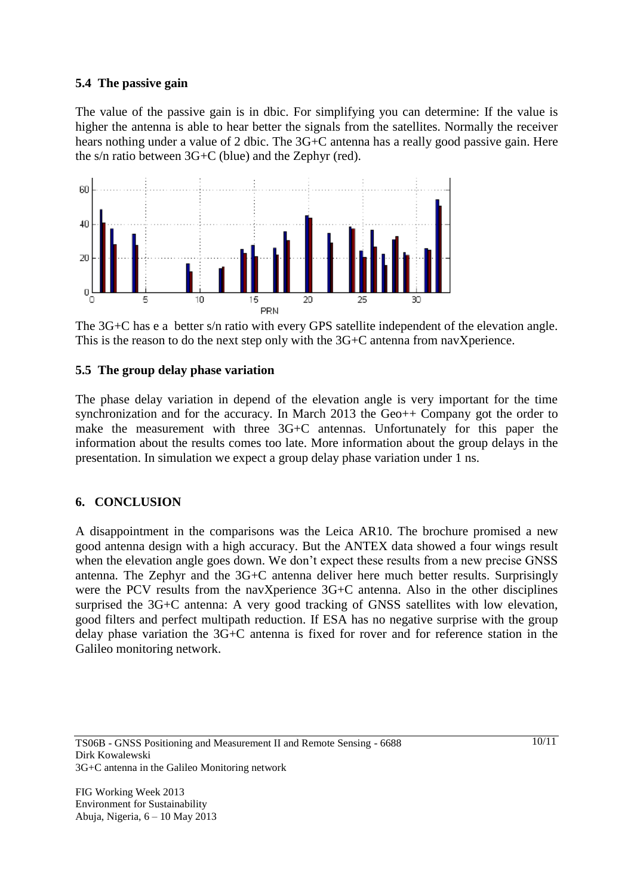### 5.4 The passive gain

The value of the passive gain is in dbic. For simplifying you can determine: If the value is higher the antenna is able to hear better the signals from the satellites. Normally the receiver hears nothing under a value of 2 dbic. The 3G+C antenna has a really good passive gain. Here the s/n ratio between 3G+C (blue) and the Zephyr (red).

The 3G+C has e a better s/n ratio with every GPS satellite independent of the elevation angle. This is the reason to do the next step only with the 3G+C antenna from navXperience.

### 5.5 The group delay phase variation

The phase delay variation in depend of the elevation angle is very important for the time synchronization and for the accuracy. In March 2013 the Geo++ Company got the order to make the measurement with three 3G+C antennas. Unfortunately for this paper the information about the results comes too late. More information about the group delays in the presentation. In simulation we expect a group delay phase variation under 1 ns.

## 6. CONCLUSION

A disappointment in the comparisons was the Leica AR10. The brochure promised a new good antenna design with a high accuracy. But the ANTEX data showed a four wings result when the elevation angle goes down. We don't expect these results from a new precise GNSS antenna. The Zephyr and the 3G+C antenna deliver here much better results. Surprisingly were the PCV results from the navXperience 3G+C antenna. Also in the other disciplines surprised the 3G+C antenna: A very good tracking of GNSS satellites with low elevation, good filters and perfect multipath reduction. If ESA has no negative surprise with the group delay phase variation the 3G+C antenna is fixed for rover and for reference station in the Galileo monitoring network.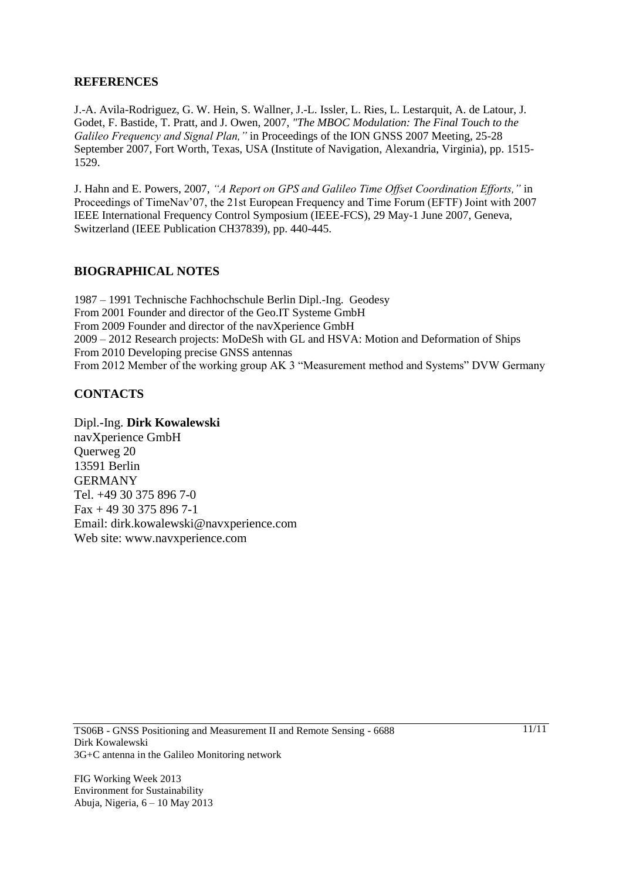## REFERENCES

J.-A. Avila-Rodriguez, G. W. Hein, S. Wallner, J.-L. Issler, L. Ries, L. Lestarquit, A. de Latour, J. Godet, F. Bastide, T. Pratt, and J. Owen, 2007, *"The MBOC Modulation: The Final Touch to the Galileo Frequency and Signal Plan,"* in Proceedings of the ION GNSS 2007 Meeting, 25-28 September 2007, Fort Worth, Texas, USA (Institute of Navigation, Alexandria, Virginia), pp. 1515-1529.

J. Hahn and E. Powers, 2007, *"A Report on GPS and Galileo Time Offset Coordination Efforts,"* in Proceedings of TimeNav'07, the 21st European Frequency and Time Forum (EFTF) Joint with 2007 IEEE International Frequency Control Symposium (IEEE-FCS), 29 May-1 June 2007, Geneva, Switzerland (IEEE Publication CH37839), pp. 440-445.

## BIOGRAPHICAL NOTES

1987 – 1991 Technische Fachhochschule Berlin Dipl.-Ing. Geodesy
From 2001 Founder and director of the Geo.IT Systeme GmbH
From 2009 Founder and director of the navXperience GmbH
2009 – 2012 Research projects: MoDeSh with GL and HSVA: Motion and Deformation of Ships
From 2010 Developing precise GNSS antennas
From 2012 Member of the working group AK 3 "Measurement method and Systems" DVW Germany

## CONTACTS

Dipl.-Ing. **Dirk Kowalewski**
navXperience GmbH
Querweg 20
13591 Berlin
GERMANY
Tel. +49 30 375 896 7-0
Fax + 49 30 375 896 7-1
Email: dirk.kowalewski@navxperience.com
Web site: www.navxperience.com